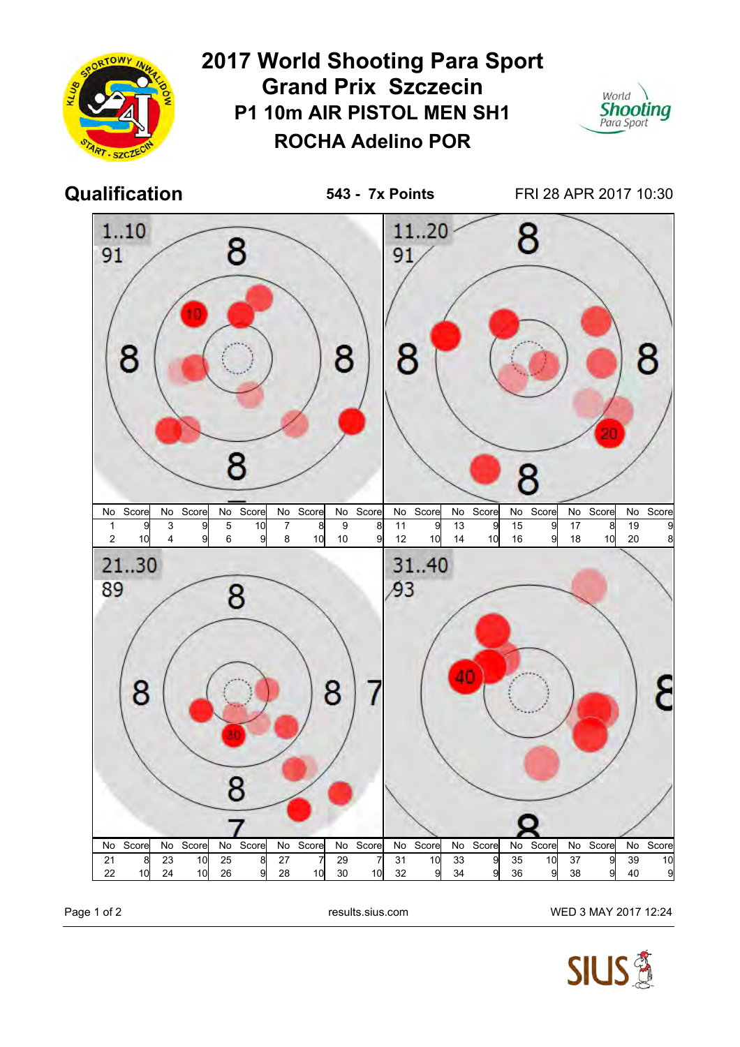# 2017 World Shooting Para Sport Grand Prix Szczecin

## P1 10m AIR PISTOL MEN SH1

## ROCHA Adelino POR

**Qualification** **543 - 7x Points** FRI 28 APR 2017 10:30

1..10
91

| No | Score | No | Score | No | Score | No | Score | No | Score |
|---|---|---|---|---|---|---|---|---|---|
| 1 | 9 | 3 | 9 | 5 | 10 | 7 | 8 | 9 | 8 |
| 2 | 10 | 4 | 9 | 6 | 9 | 8 | 10 | 10 | 9 |

11..20
91

| No | Score | No | Score | No | Score | No | Score | No | Score |
|---|---|---|---|---|---|---|---|---|---|
| 11 | 9 | 13 | 9 | 15 | 9 | 17 | 8 | 19 | 9 |
| 12 | 10 | 14 | 10 | 16 | 9 | 18 | 10 | 20 | 8 |

21..30
89

| No | Score | No | Score | No | Score | No | Score | No | Score |
|---|---|---|---|---|---|---|---|---|---|
| 21 | 8 | 23 | 10 | 25 | 8 | 27 | 7 | 29 | 7 |
| 22 | 10 | 24 | 10 | 26 | 9 | 28 | 10 | 30 | 10 |

31..40
93

| No | Score | No | Score | No | Score | No | Score | No | Score |
|---|---|---|---|---|---|---|---|---|---|
| 31 | 10 | 33 | 9 | 35 | 10 | 37 | 9 | 39 | 10 |
| 32 | 9 | 34 | 9 | 36 | 9 | 38 | 9 | 40 | 9 |

results.sius.com WED 3 MAY 2017 12:24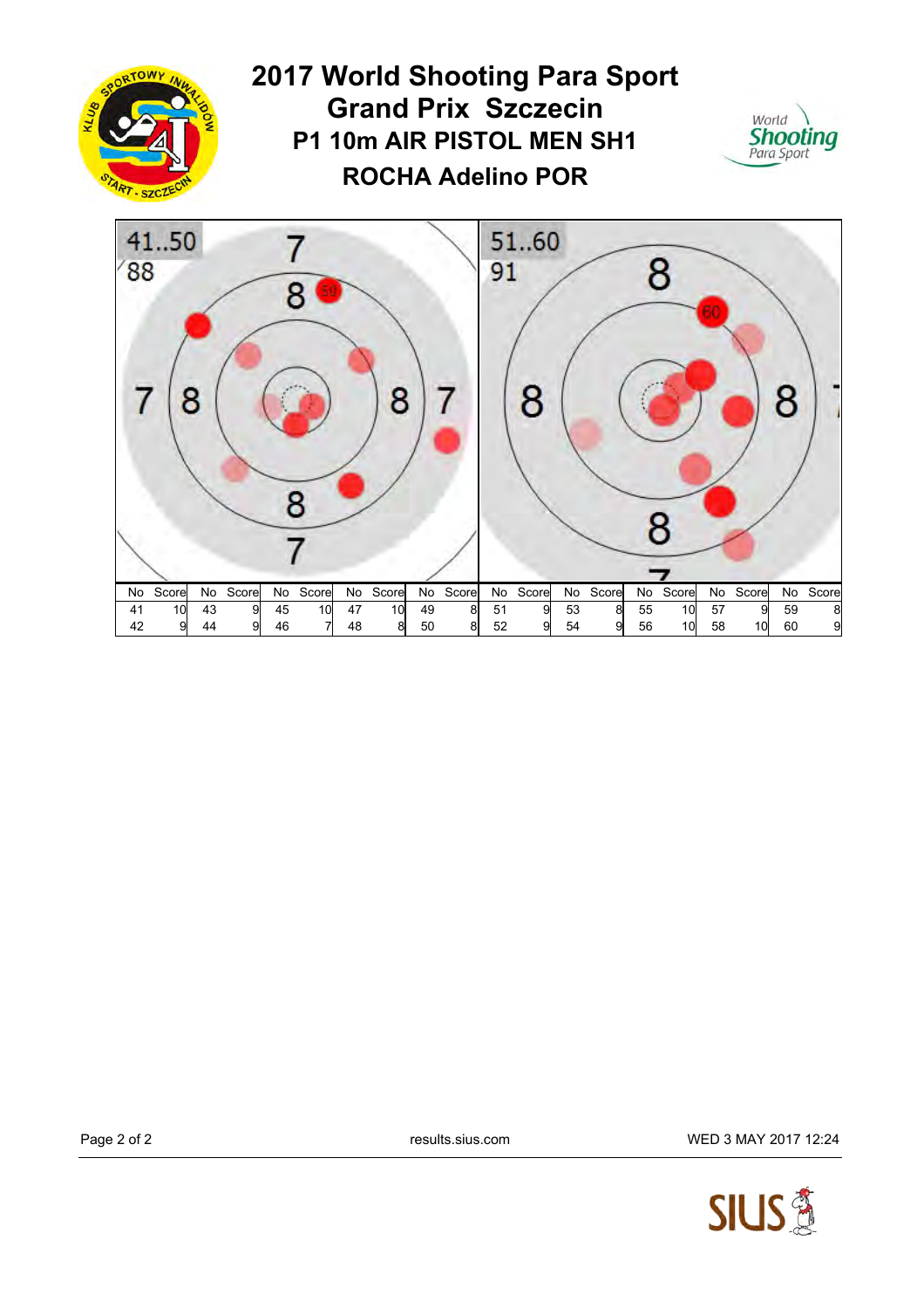# 2017 World Shooting Para Sport Grand Prix Szczecin

## P1 10m AIR PISTOL MEN SH1

## ROCHA Adelino POR

41..50
88

51..60
91

| No | Score | No | Score | No | Score | No | Score | No | Score | No | Score | No | Score | No | Score | No | Score | No | Score |
|---|---|---|---|---|---|---|---|---|---|---|---|---|---|---|---|---|---|---|---|
| 41 | 10 | 43 | 9 | 45 | 10 | 47 | 10 | 49 | 8 | 51 | 9 | 53 | 8 | 55 | 10 | 57 | 9 | 59 | 8 |
| 42 | 9 | 44 | 9 | 46 | 7 | 48 | 8 | 50 | 8 | 52 | 9 | 54 | 9 | 56 | 10 | 58 | 10 | 60 | 9 |

results.sius.com

WED 3 MAY 2017 12:24